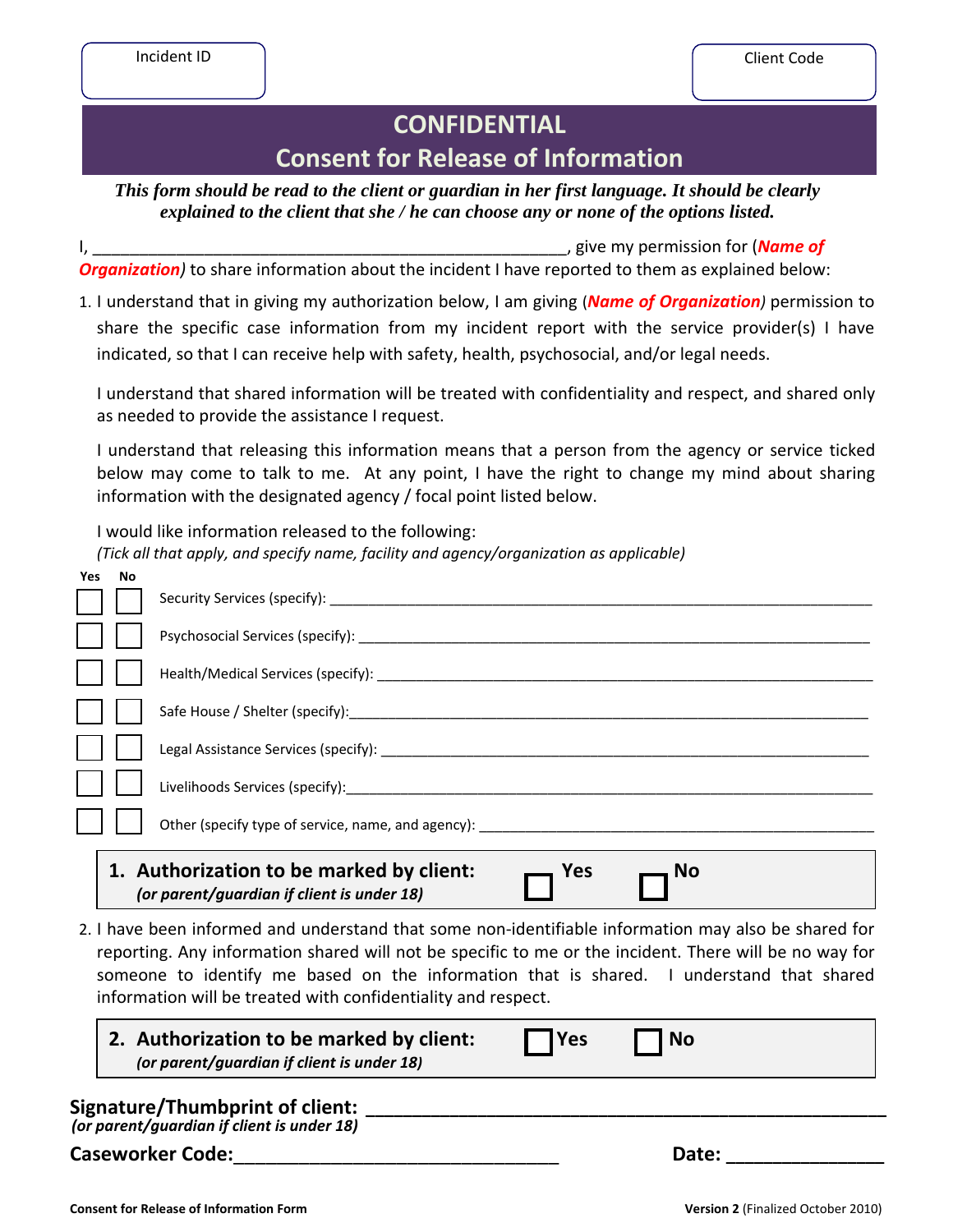| Incident ID | Client Code |
|---|---|
| | |

# CONFIDENTIAL
# Consent for Release of Information

***This form should be read to the client or guardian in her first language. It should be clearly explained to the client that she / he can choose any or none of the options listed.***

I, _____________________________________________________, give my permission for (***Name of Organization***) to share information about the incident I have reported to them as explained below:

1. I understand that in giving my authorization below, I am giving (***Name of Organization***) permission to share the specific case information from my incident report with the service provider(s) I have indicated, so that I can receive help with safety, health, psychosocial, and/or legal needs.

   I understand that shared information will be treated with confidentiality and respect, and shared only as needed to provide the assistance I request.

   I understand that releasing this information means that a person from the agency or service ticked below may come to talk to me. At any point, I have the right to change my mind about sharing information with the designated agency / focal point listed below.

   I would like information released to the following:
   *(Tick all that apply, and specify name, facility and agency/organization as applicable)*

| Yes | No | |
|---|---|---|
| ☐ | ☐ | Security Services (specify): ____________________ |
| ☐ | ☐ | Psychosocial Services (specify): ____________________ |
| ☐ | ☐ | Health/Medical Services (specify): ____________________ |
| ☐ | ☐ | Safe House / Shelter (specify): ____________________ |
| ☐ | ☐ | Legal Assistance Services (specify): ____________________ |
| ☐ | ☐ | Livelihoods Services (specify): ____________________ |
| ☐ | ☐ | Other (specify type of service, name, and agency): ____________________ |

**1. Authorization to be marked by client:** ☐ **Yes** ☐ **No**
***(or parent/guardian if client is under 18)***

2. I have been informed and understand that some non-identifiable information may also be shared for reporting. Any information shared will not be specific to me or the incident. There will be no way for someone to identify me based on the information that is shared. I understand that shared information will be treated with confidentiality and respect.

**2. Authorization to be marked by client:** ☐ **Yes** ☐ **No**
***(or parent/guardian if client is under 18)***

**Signature/Thumbprint of client:** ______________________________________________
***(or parent/guardian if client is under 18)***

**Caseworker Code:** ______________________________ **Date:** ______________

**Consent for Release of Information Form** **Version 2** (Finalized October 2010)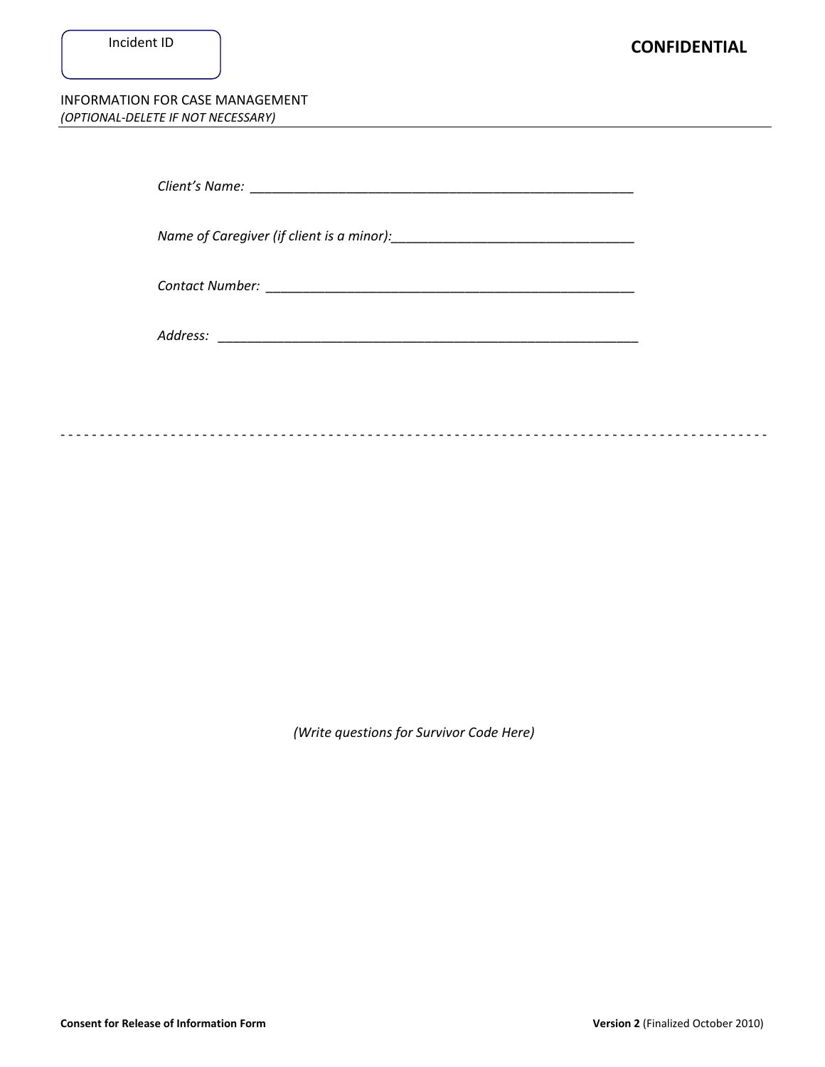Incident ID

**CONFIDENTIAL**

INFORMATION FOR CASE MANAGEMENT
*(OPTIONAL-DELETE IF NOT NECESSARY)*

*Client's Name:* _______________________________________________________

*Name of Caregiver (if client is a minor):*__________________________________

*Contact Number:* _____________________________________________________

*Address:* ____________________________________________________________

- - - - - - - - - - - - - - - - - - - - - - - - - - - - - - - - - - - - - - - - - - - - - - - - - - - - - - - - - - - - - - - - - - - - - - - - - - - - - - - - - - -

*(Write questions for Survivor Code Here)*